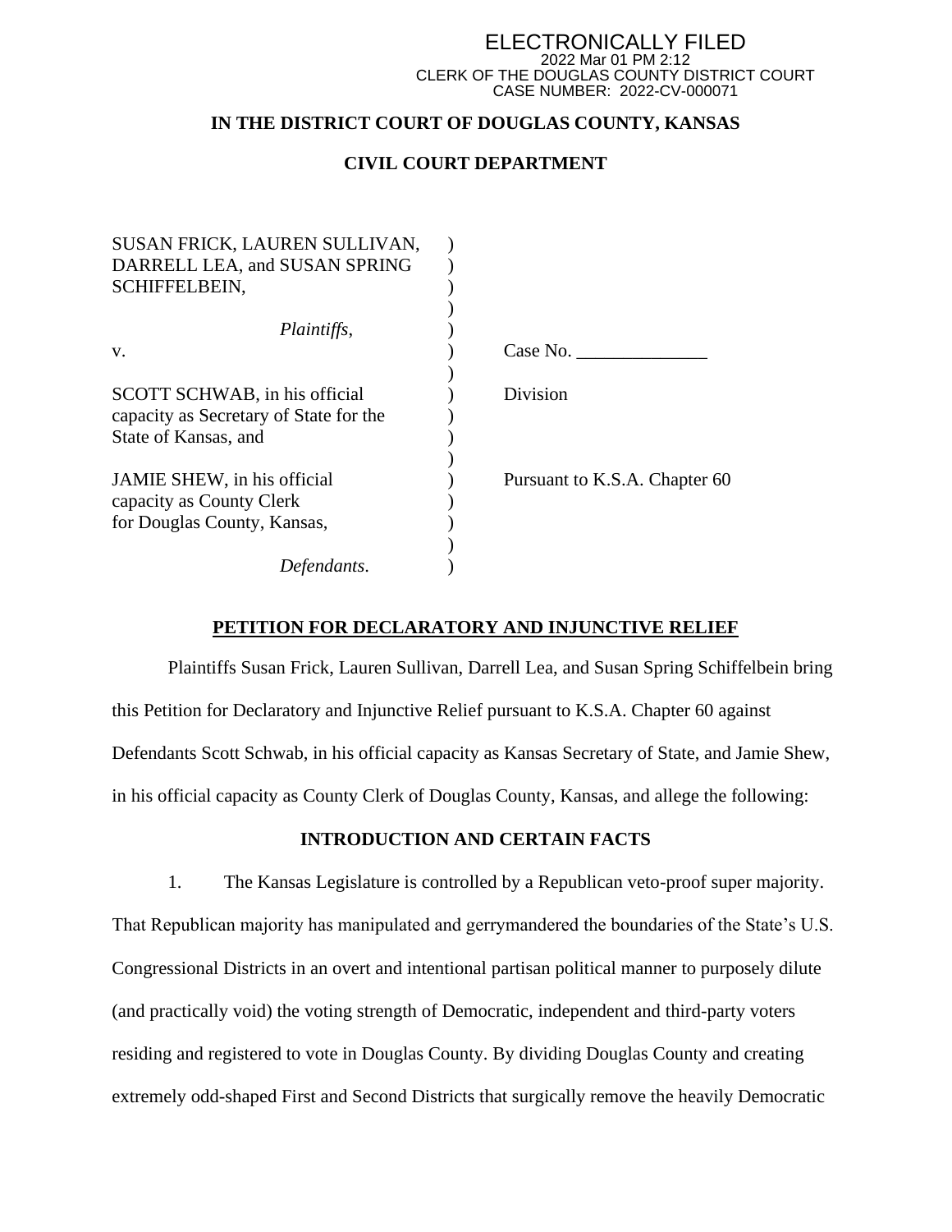ELECTRONICALLY FILED
2022 Mar 01 PM 2:12
CLERK OF THE DOUGLAS COUNTY DISTRICT COURT
CASE NUMBER: 2022-CV-000071

**IN THE DISTRICT COURT OF DOUGLAS COUNTY, KANSAS**

**CIVIL COURT DEPARTMENT**

| | | |
|---|---|---|
| SUSAN FRICK, LAUREN SULLIVAN, DARRELL LEA, and SUSAN SPRING SCHIFFELBEIN, | ) | |
| *Plaintiffs*, | ) | |
| v. | ) | Case No. ______________ |
| SCOTT SCHWAB, in his official capacity as Secretary of State for the State of Kansas, and | ) | Division |
| JAMIE SHEW, in his official capacity as County Clerk for Douglas County, Kansas, | ) | Pursuant to K.S.A. Chapter 60 |
| *Defendants*. | ) | |

**PETITION FOR DECLARATORY AND INJUNCTIVE RELIEF**

Plaintiffs Susan Frick, Lauren Sullivan, Darrell Lea, and Susan Spring Schiffelbein bring this Petition for Declaratory and Injunctive Relief pursuant to K.S.A. Chapter 60 against Defendants Scott Schwab, in his official capacity as Kansas Secretary of State, and Jamie Shew, in his official capacity as County Clerk of Douglas County, Kansas, and allege the following:

**INTRODUCTION AND CERTAIN FACTS**

1. The Kansas Legislature is controlled by a Republican veto-proof super majority. That Republican majority has manipulated and gerrymandered the boundaries of the State's U.S. Congressional Districts in an overt and intentional partisan political manner to purposely dilute (and practically void) the voting strength of Democratic, independent and third-party voters residing and registered to vote in Douglas County. By dividing Douglas County and creating extremely odd-shaped First and Second Districts that surgically remove the heavily Democratic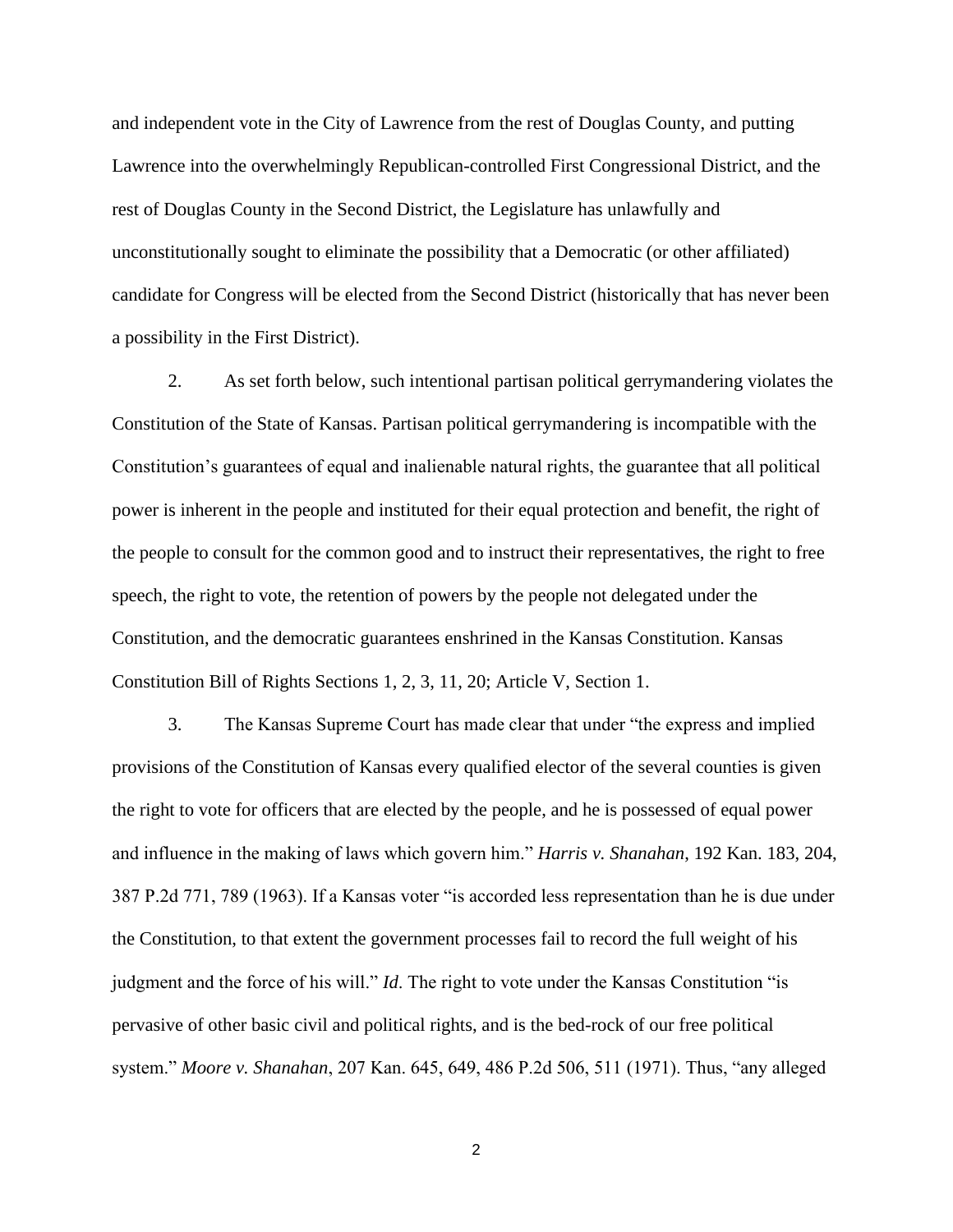and independent vote in the City of Lawrence from the rest of Douglas County, and putting Lawrence into the overwhelmingly Republican-controlled First Congressional District, and the rest of Douglas County in the Second District, the Legislature has unlawfully and unconstitutionally sought to eliminate the possibility that a Democratic (or other affiliated) candidate for Congress will be elected from the Second District (historically that has never been a possibility in the First District).

2. As set forth below, such intentional partisan political gerrymandering violates the Constitution of the State of Kansas. Partisan political gerrymandering is incompatible with the Constitution's guarantees of equal and inalienable natural rights, the guarantee that all political power is inherent in the people and instituted for their equal protection and benefit, the right of the people to consult for the common good and to instruct their representatives, the right to free speech, the right to vote, the retention of powers by the people not delegated under the Constitution, and the democratic guarantees enshrined in the Kansas Constitution. Kansas Constitution Bill of Rights Sections 1, 2, 3, 11, 20; Article V, Section 1.

3. The Kansas Supreme Court has made clear that under "the express and implied provisions of the Constitution of Kansas every qualified elector of the several counties is given the right to vote for officers that are elected by the people, and he is possessed of equal power and influence in the making of laws which govern him." *Harris v. Shanahan*, 192 Kan. 183, 204, 387 P.2d 771, 789 (1963). If a Kansas voter "is accorded less representation than he is due under the Constitution, to that extent the government processes fail to record the full weight of his judgment and the force of his will." *Id*. The right to vote under the Kansas Constitution "is pervasive of other basic civil and political rights, and is the bed-rock of our free political system." *Moore v. Shanahan*, 207 Kan. 645, 649, 486 P.2d 506, 511 (1971). Thus, "any alleged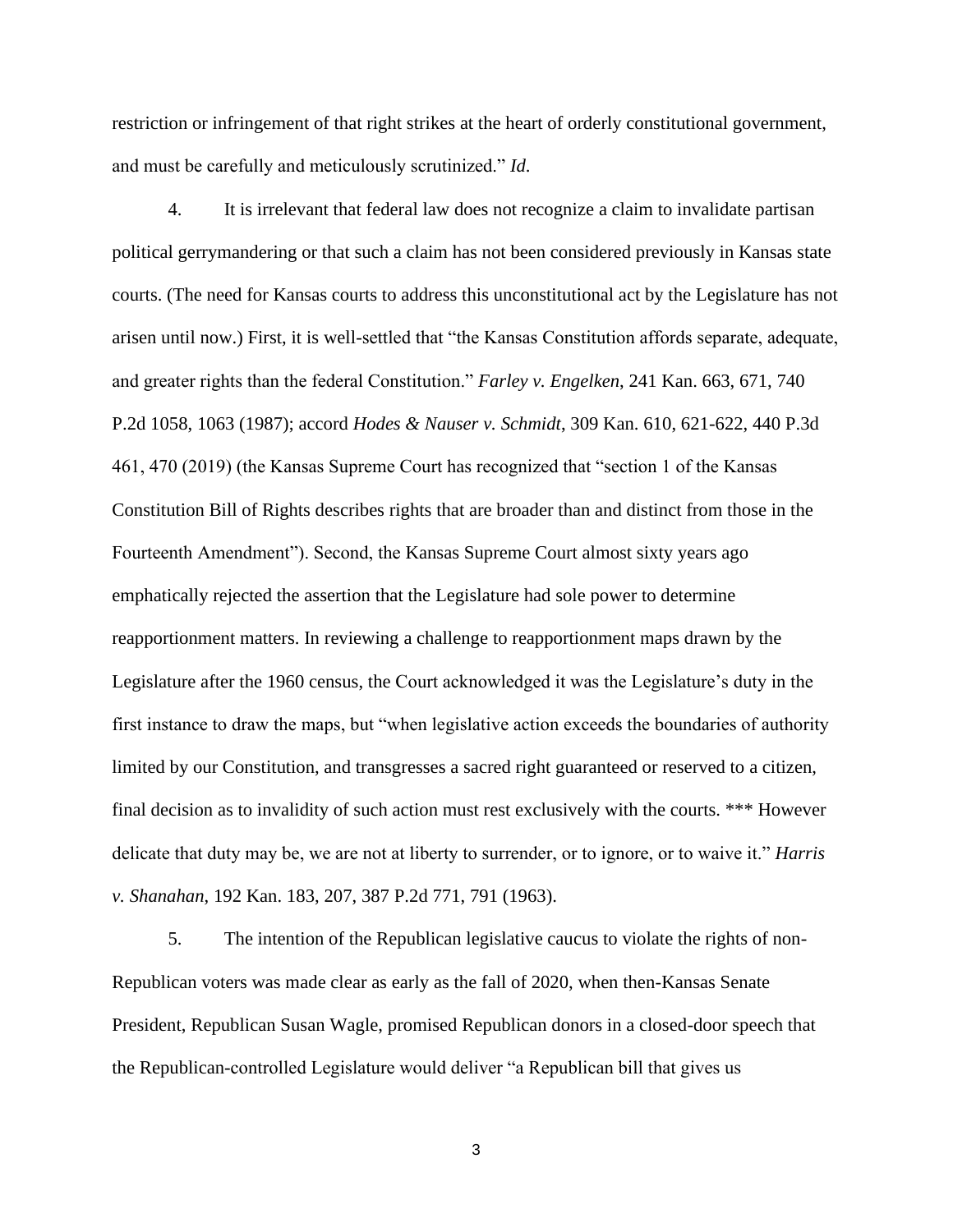restriction or infringement of that right strikes at the heart of orderly constitutional government, and must be carefully and meticulously scrutinized." *Id*.

4. It is irrelevant that federal law does not recognize a claim to invalidate partisan political gerrymandering or that such a claim has not been considered previously in Kansas state courts. (The need for Kansas courts to address this unconstitutional act by the Legislature has not arisen until now.) First, it is well-settled that "the Kansas Constitution affords separate, adequate, and greater rights than the federal Constitution." *Farley v. Engelken*, 241 Kan. 663, 671, 740 P.2d 1058, 1063 (1987); accord *Hodes & Nauser v. Schmidt*, 309 Kan. 610, 621-622, 440 P.3d 461, 470 (2019) (the Kansas Supreme Court has recognized that "section 1 of the Kansas Constitution Bill of Rights describes rights that are broader than and distinct from those in the Fourteenth Amendment"). Second, the Kansas Supreme Court almost sixty years ago emphatically rejected the assertion that the Legislature had sole power to determine reapportionment matters. In reviewing a challenge to reapportionment maps drawn by the Legislature after the 1960 census, the Court acknowledged it was the Legislature's duty in the first instance to draw the maps, but "when legislative action exceeds the boundaries of authority limited by our Constitution, and transgresses a sacred right guaranteed or reserved to a citizen, final decision as to invalidity of such action must rest exclusively with the courts. *** However delicate that duty may be, we are not at liberty to surrender, or to ignore, or to waive it." *Harris v. Shanahan*, 192 Kan. 183, 207, 387 P.2d 771, 791 (1963).

5. The intention of the Republican legislative caucus to violate the rights of non-Republican voters was made clear as early as the fall of 2020, when then-Kansas Senate President, Republican Susan Wagle, promised Republican donors in a closed-door speech that the Republican-controlled Legislature would deliver "a Republican bill that gives us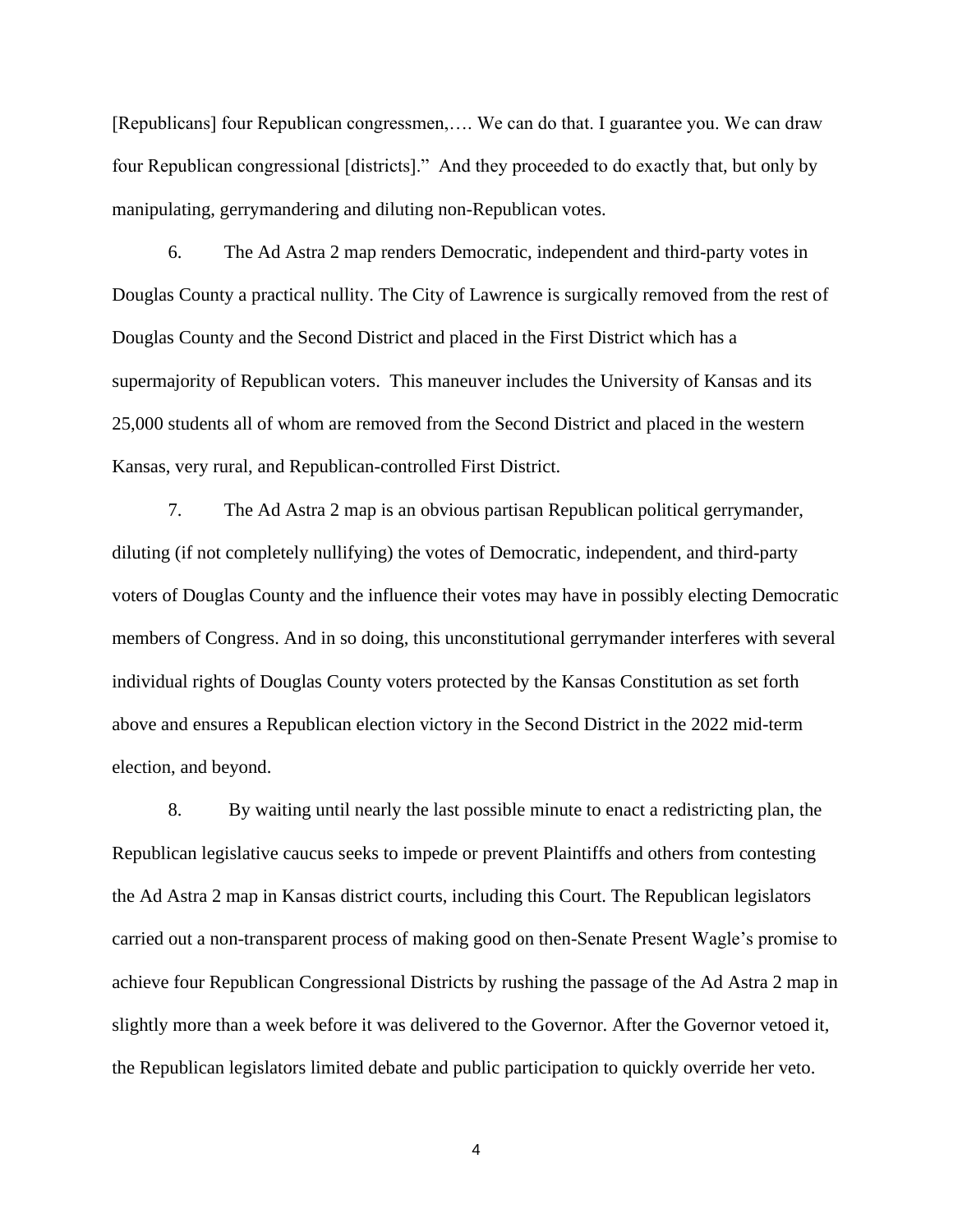[Republicans] four Republican congressmen,…. We can do that. I guarantee you. We can draw four Republican congressional [districts]." And they proceeded to do exactly that, but only by manipulating, gerrymandering and diluting non-Republican votes.

6. The Ad Astra 2 map renders Democratic, independent and third-party votes in Douglas County a practical nullity. The City of Lawrence is surgically removed from the rest of Douglas County and the Second District and placed in the First District which has a supermajority of Republican voters. This maneuver includes the University of Kansas and its 25,000 students all of whom are removed from the Second District and placed in the western Kansas, very rural, and Republican-controlled First District.

7. The Ad Astra 2 map is an obvious partisan Republican political gerrymander, diluting (if not completely nullifying) the votes of Democratic, independent, and third-party voters of Douglas County and the influence their votes may have in possibly electing Democratic members of Congress. And in so doing, this unconstitutional gerrymander interferes with several individual rights of Douglas County voters protected by the Kansas Constitution as set forth above and ensures a Republican election victory in the Second District in the 2022 mid-term election, and beyond.

8. By waiting until nearly the last possible minute to enact a redistricting plan, the Republican legislative caucus seeks to impede or prevent Plaintiffs and others from contesting the Ad Astra 2 map in Kansas district courts, including this Court. The Republican legislators carried out a non-transparent process of making good on then-Senate Present Wagle's promise to achieve four Republican Congressional Districts by rushing the passage of the Ad Astra 2 map in slightly more than a week before it was delivered to the Governor. After the Governor vetoed it, the Republican legislators limited debate and public participation to quickly override her veto.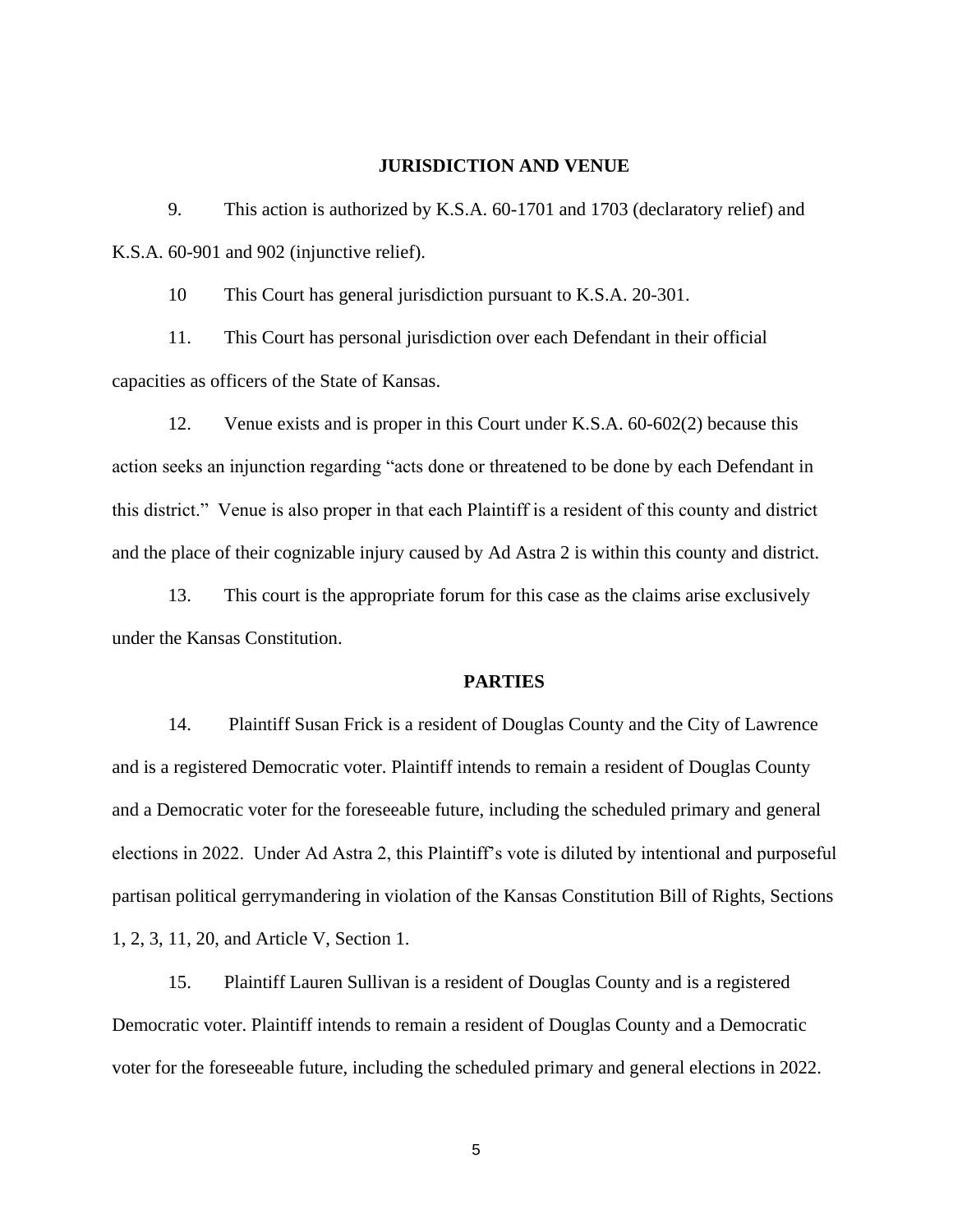## JURISDICTION AND VENUE

9. This action is authorized by K.S.A. 60-1701 and 1703 (declaratory relief) and K.S.A. 60-901 and 902 (injunctive relief).

10 This Court has general jurisdiction pursuant to K.S.A. 20-301.

11. This Court has personal jurisdiction over each Defendant in their official capacities as officers of the State of Kansas.

12. Venue exists and is proper in this Court under K.S.A. 60-602(2) because this action seeks an injunction regarding "acts done or threatened to be done by each Defendant in this district." Venue is also proper in that each Plaintiff is a resident of this county and district and the place of their cognizable injury caused by Ad Astra 2 is within this county and district.

13. This court is the appropriate forum for this case as the claims arise exclusively under the Kansas Constitution.

## PARTIES

14. Plaintiff Susan Frick is a resident of Douglas County and the City of Lawrence and is a registered Democratic voter. Plaintiff intends to remain a resident of Douglas County and a Democratic voter for the foreseeable future, including the scheduled primary and general elections in 2022. Under Ad Astra 2, this Plaintiff's vote is diluted by intentional and purposeful partisan political gerrymandering in violation of the Kansas Constitution Bill of Rights, Sections 1, 2, 3, 11, 20, and Article V, Section 1.

15. Plaintiff Lauren Sullivan is a resident of Douglas County and is a registered Democratic voter. Plaintiff intends to remain a resident of Douglas County and a Democratic voter for the foreseeable future, including the scheduled primary and general elections in 2022.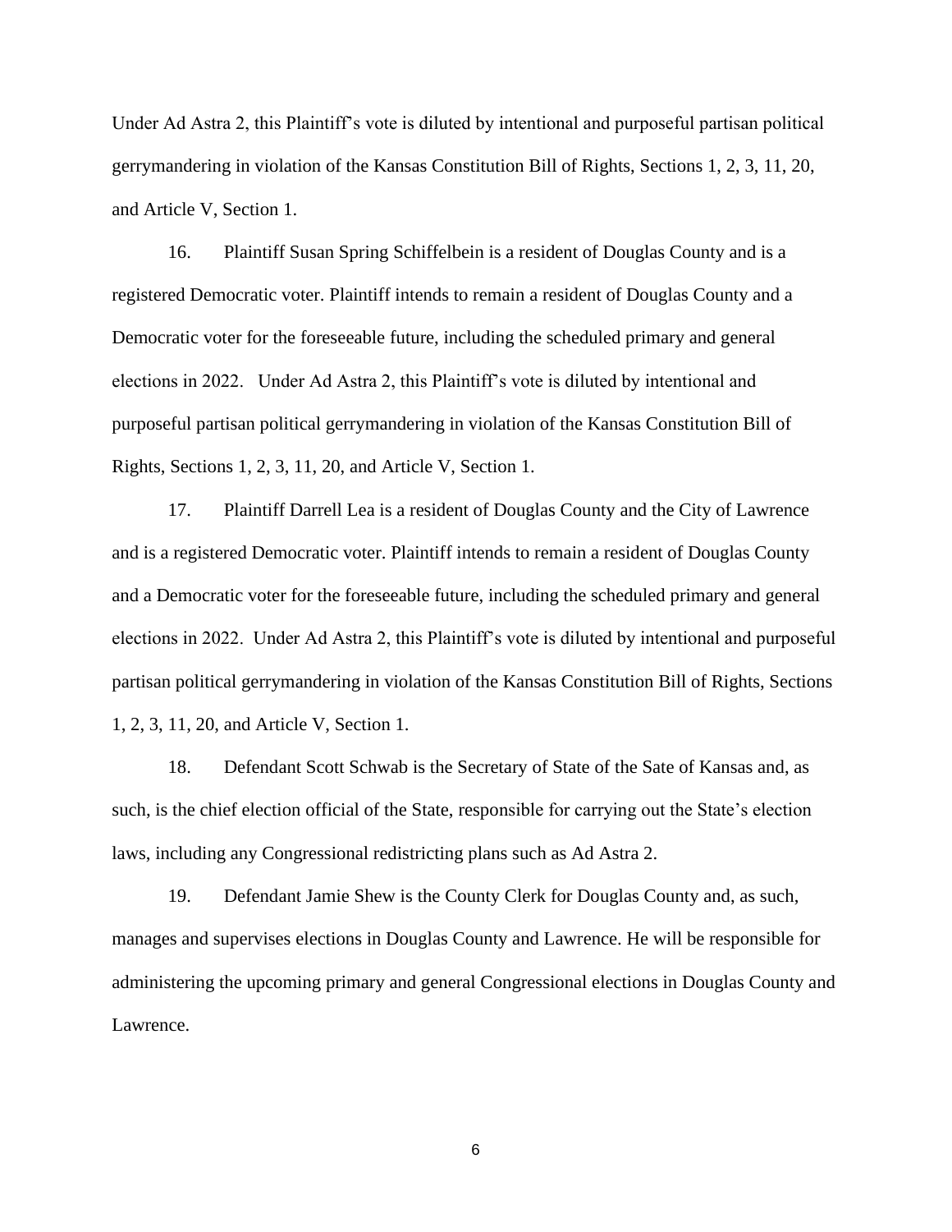Under Ad Astra 2, this Plaintiff's vote is diluted by intentional and purposeful partisan political gerrymandering in violation of the Kansas Constitution Bill of Rights, Sections 1, 2, 3, 11, 20, and Article V, Section 1.

16. Plaintiff Susan Spring Schiffelbein is a resident of Douglas County and is a registered Democratic voter. Plaintiff intends to remain a resident of Douglas County and a Democratic voter for the foreseeable future, including the scheduled primary and general elections in 2022. Under Ad Astra 2, this Plaintiff's vote is diluted by intentional and purposeful partisan political gerrymandering in violation of the Kansas Constitution Bill of Rights, Sections 1, 2, 3, 11, 20, and Article V, Section 1.

17. Plaintiff Darrell Lea is a resident of Douglas County and the City of Lawrence and is a registered Democratic voter. Plaintiff intends to remain a resident of Douglas County and a Democratic voter for the foreseeable future, including the scheduled primary and general elections in 2022. Under Ad Astra 2, this Plaintiff's vote is diluted by intentional and purposeful partisan political gerrymandering in violation of the Kansas Constitution Bill of Rights, Sections 1, 2, 3, 11, 20, and Article V, Section 1.

18. Defendant Scott Schwab is the Secretary of State of the Sate of Kansas and, as such, is the chief election official of the State, responsible for carrying out the State's election laws, including any Congressional redistricting plans such as Ad Astra 2.

19. Defendant Jamie Shew is the County Clerk for Douglas County and, as such, manages and supervises elections in Douglas County and Lawrence. He will be responsible for administering the upcoming primary and general Congressional elections in Douglas County and Lawrence.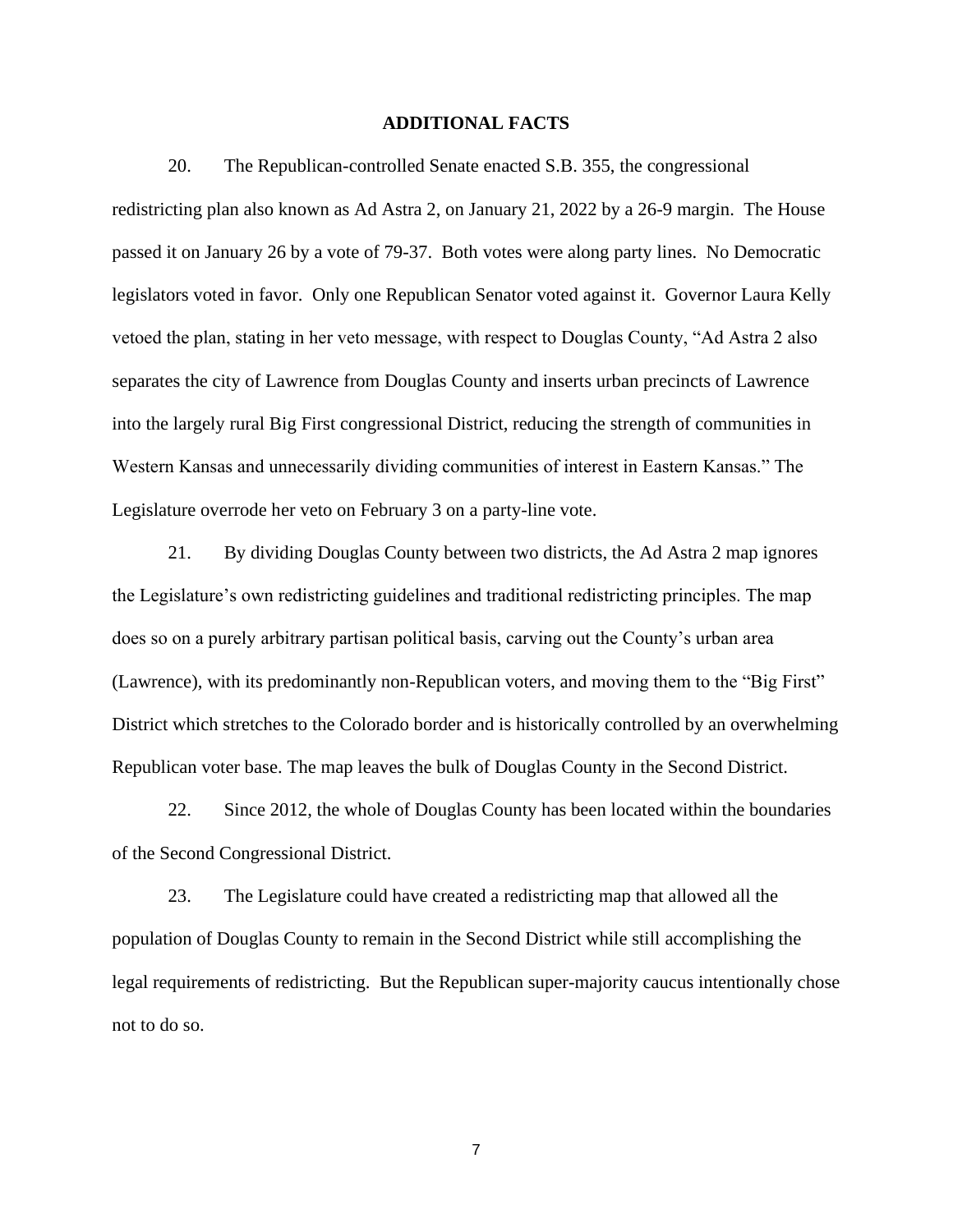## ADDITIONAL FACTS

20. The Republican-controlled Senate enacted S.B. 355, the congressional redistricting plan also known as Ad Astra 2, on January 21, 2022 by a 26-9 margin. The House passed it on January 26 by a vote of 79-37. Both votes were along party lines. No Democratic legislators voted in favor. Only one Republican Senator voted against it. Governor Laura Kelly vetoed the plan, stating in her veto message, with respect to Douglas County, "Ad Astra 2 also separates the city of Lawrence from Douglas County and inserts urban precincts of Lawrence into the largely rural Big First congressional District, reducing the strength of communities in Western Kansas and unnecessarily dividing communities of interest in Eastern Kansas." The Legislature overrode her veto on February 3 on a party-line vote.

21. By dividing Douglas County between two districts, the Ad Astra 2 map ignores the Legislature's own redistricting guidelines and traditional redistricting principles. The map does so on a purely arbitrary partisan political basis, carving out the County's urban area (Lawrence), with its predominantly non-Republican voters, and moving them to the "Big First" District which stretches to the Colorado border and is historically controlled by an overwhelming Republican voter base. The map leaves the bulk of Douglas County in the Second District.

22. Since 2012, the whole of Douglas County has been located within the boundaries of the Second Congressional District.

23. The Legislature could have created a redistricting map that allowed all the population of Douglas County to remain in the Second District while still accomplishing the legal requirements of redistricting. But the Republican super-majority caucus intentionally chose not to do so.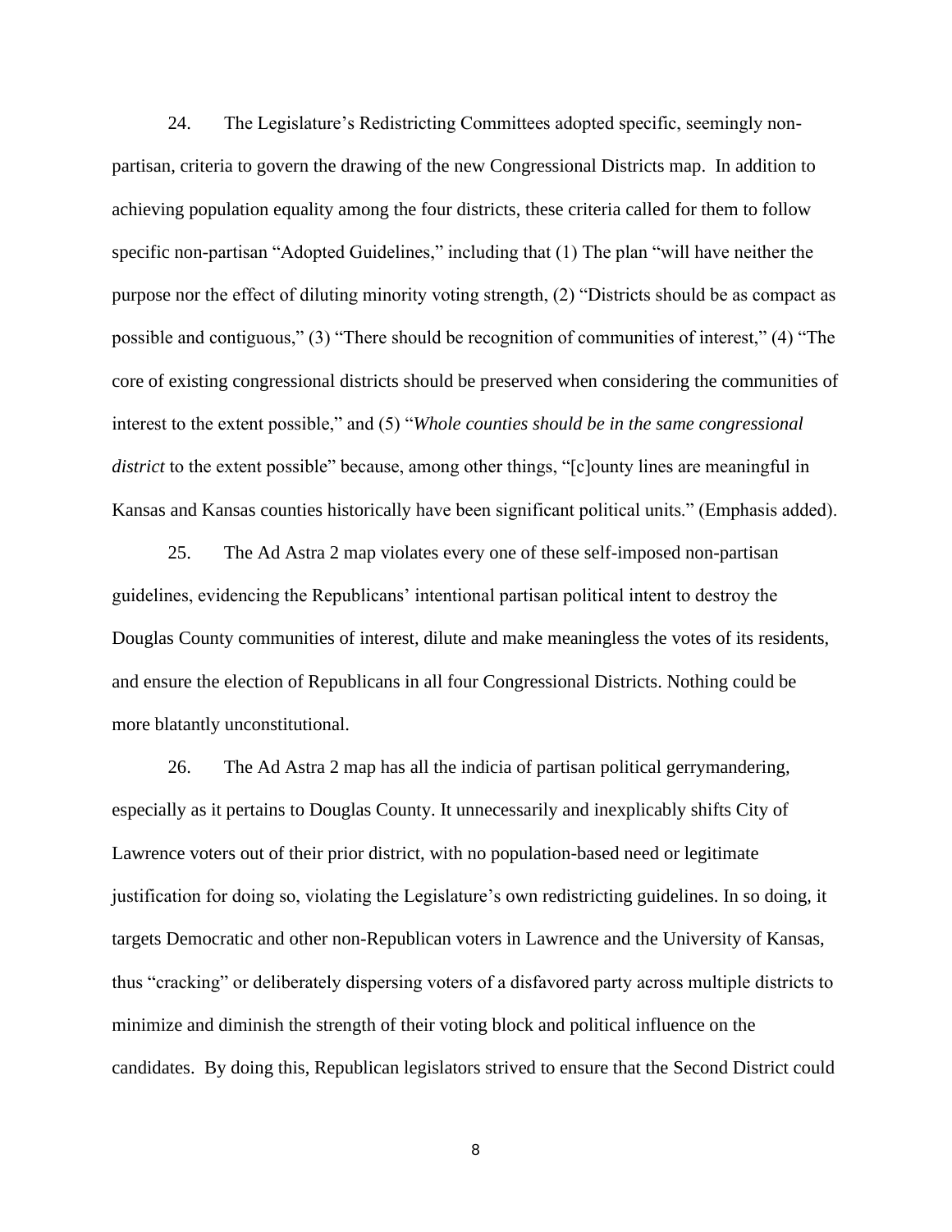24. The Legislature's Redistricting Committees adopted specific, seemingly non-partisan, criteria to govern the drawing of the new Congressional Districts map. In addition to achieving population equality among the four districts, these criteria called for them to follow specific non-partisan "Adopted Guidelines," including that (1) The plan "will have neither the purpose nor the effect of diluting minority voting strength, (2) "Districts should be as compact as possible and contiguous," (3) "There should be recognition of communities of interest," (4) "The core of existing congressional districts should be preserved when considering the communities of interest to the extent possible," and (5) "*Whole counties should be in the same congressional district* to the extent possible" because, among other things, "[c]ounty lines are meaningful in Kansas and Kansas counties historically have been significant political units." (Emphasis added).

25. The Ad Astra 2 map violates every one of these self-imposed non-partisan guidelines, evidencing the Republicans' intentional partisan political intent to destroy the Douglas County communities of interest, dilute and make meaningless the votes of its residents, and ensure the election of Republicans in all four Congressional Districts. Nothing could be more blatantly unconstitutional.

26. The Ad Astra 2 map has all the indicia of partisan political gerrymandering, especially as it pertains to Douglas County. It unnecessarily and inexplicably shifts City of Lawrence voters out of their prior district, with no population-based need or legitimate justification for doing so, violating the Legislature's own redistricting guidelines. In so doing, it targets Democratic and other non-Republican voters in Lawrence and the University of Kansas, thus "cracking" or deliberately dispersing voters of a disfavored party across multiple districts to minimize and diminish the strength of their voting block and political influence on the candidates. By doing this, Republican legislators strived to ensure that the Second District could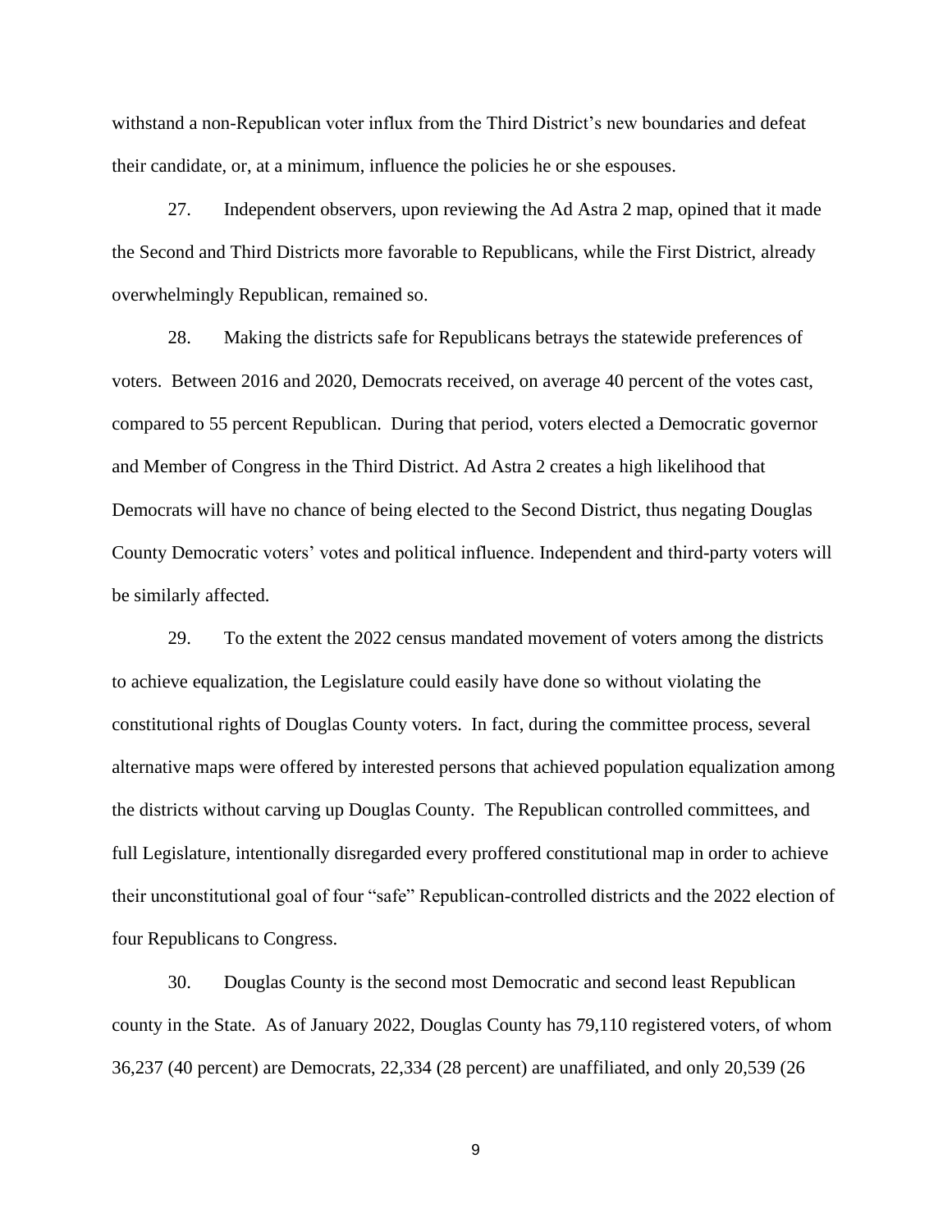withstand a non-Republican voter influx from the Third District's new boundaries and defeat their candidate, or, at a minimum, influence the policies he or she espouses.

27. Independent observers, upon reviewing the Ad Astra 2 map, opined that it made the Second and Third Districts more favorable to Republicans, while the First District, already overwhelmingly Republican, remained so.

28. Making the districts safe for Republicans betrays the statewide preferences of voters. Between 2016 and 2020, Democrats received, on average 40 percent of the votes cast, compared to 55 percent Republican. During that period, voters elected a Democratic governor and Member of Congress in the Third District. Ad Astra 2 creates a high likelihood that Democrats will have no chance of being elected to the Second District, thus negating Douglas County Democratic voters' votes and political influence. Independent and third-party voters will be similarly affected.

29. To the extent the 2022 census mandated movement of voters among the districts to achieve equalization, the Legislature could easily have done so without violating the constitutional rights of Douglas County voters. In fact, during the committee process, several alternative maps were offered by interested persons that achieved population equalization among the districts without carving up Douglas County. The Republican controlled committees, and full Legislature, intentionally disregarded every proffered constitutional map in order to achieve their unconstitutional goal of four "safe" Republican-controlled districts and the 2022 election of four Republicans to Congress.

30. Douglas County is the second most Democratic and second least Republican county in the State. As of January 2022, Douglas County has 79,110 registered voters, of whom 36,237 (40 percent) are Democrats, 22,334 (28 percent) are unaffiliated, and only 20,539 (26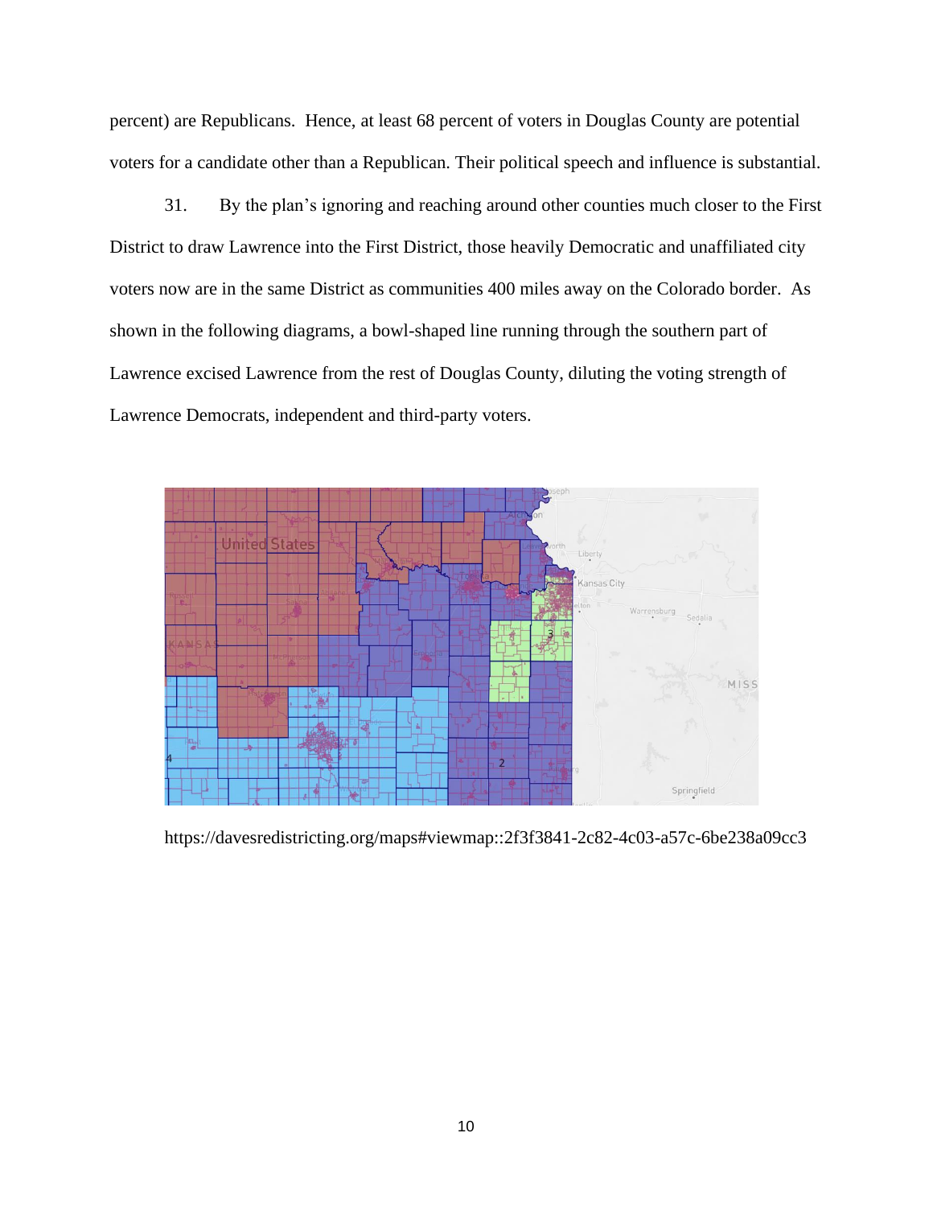percent) are Republicans. Hence, at least 68 percent of voters in Douglas County are potential voters for a candidate other than a Republican. Their political speech and influence is substantial.

31. By the plan's ignoring and reaching around other counties much closer to the First District to draw Lawrence into the First District, those heavily Democratic and unaffiliated city voters now are in the same District as communities 400 miles away on the Colorado border. As shown in the following diagrams, a bowl-shaped line running through the southern part of Lawrence excised Lawrence from the rest of Douglas County, diluting the voting strength of Lawrence Democrats, independent and third-party voters.

https://davesredistricting.org/maps#viewmap::2f3f3841-2c82-4c03-a57c-6be238a09cc3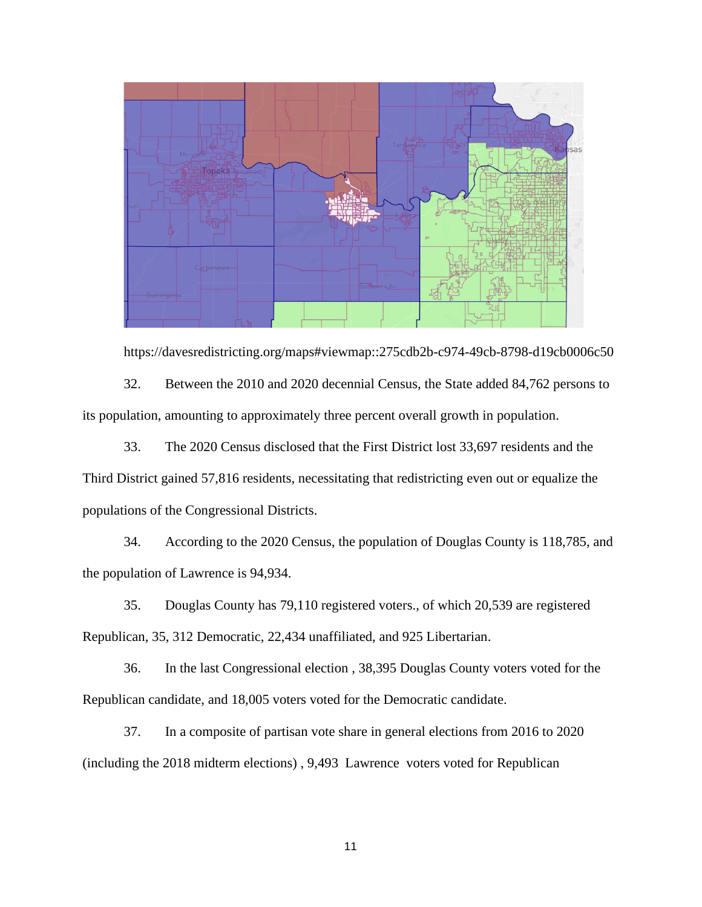https://davesredistricting.org/maps#viewmap::275cdb2b-c974-49cb-8798-d19cb0006c50

32. Between the 2010 and 2020 decennial Census, the State added 84,762 persons to its population, amounting to approximately three percent overall growth in population.

33. The 2020 Census disclosed that the First District lost 33,697 residents and the Third District gained 57,816 residents, necessitating that redistricting even out or equalize the populations of the Congressional Districts.

34. According to the 2020 Census, the population of Douglas County is 118,785, and the population of Lawrence is 94,934.

35. Douglas County has 79,110 registered voters., of which 20,539 are registered Republican, 35, 312 Democratic, 22,434 unaffiliated, and 925 Libertarian.

36. In the last Congressional election , 38,395 Douglas County voters voted for the Republican candidate, and 18,005 voters voted for the Democratic candidate.

37. In a composite of partisan vote share in general elections from 2016 to 2020 (including the 2018 midterm elections) , 9,493 Lawrence voters voted for Republican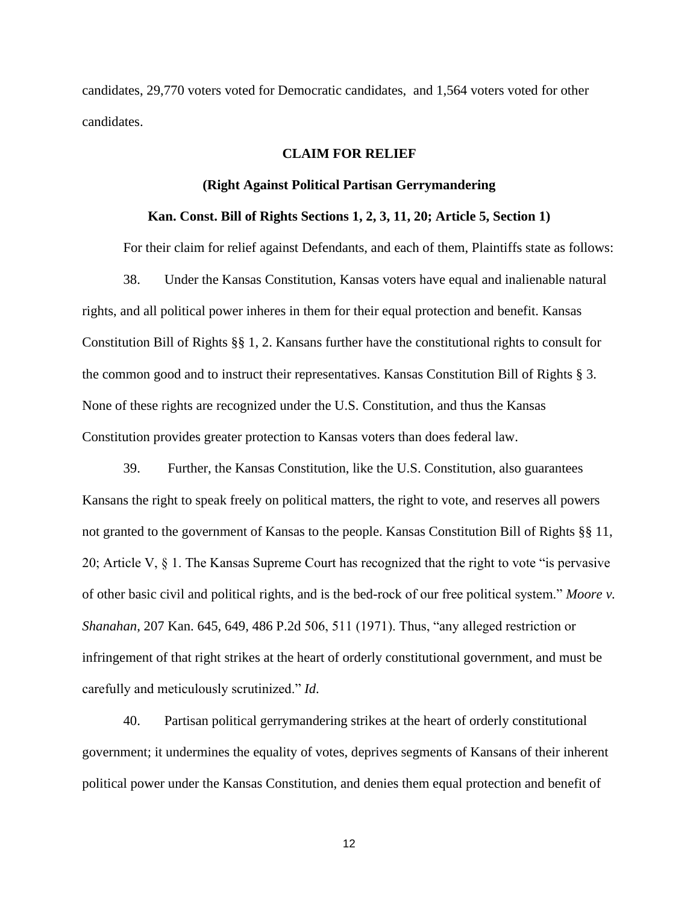candidates, 29,770 voters voted for Democratic candidates, and 1,564 voters voted for other candidates.

**CLAIM FOR RELIEF**

**(Right Against Political Partisan Gerrymandering**

**Kan. Const. Bill of Rights Sections 1, 2, 3, 11, 20; Article 5, Section 1)**

For their claim for relief against Defendants, and each of them, Plaintiffs state as follows:

38. Under the Kansas Constitution, Kansas voters have equal and inalienable natural rights, and all political power inheres in them for their equal protection and benefit. Kansas Constitution Bill of Rights §§ 1, 2. Kansans further have the constitutional rights to consult for the common good and to instruct their representatives. Kansas Constitution Bill of Rights § 3. None of these rights are recognized under the U.S. Constitution, and thus the Kansas Constitution provides greater protection to Kansas voters than does federal law.

39. Further, the Kansas Constitution, like the U.S. Constitution, also guarantees Kansans the right to speak freely on political matters, the right to vote, and reserves all powers not granted to the government of Kansas to the people. Kansas Constitution Bill of Rights §§ 11, 20; Article V, § 1. The Kansas Supreme Court has recognized that the right to vote "is pervasive of other basic civil and political rights, and is the bed-rock of our free political system." *Moore v. Shanahan*, 207 Kan. 645, 649, 486 P.2d 506, 511 (1971). Thus, "any alleged restriction or infringement of that right strikes at the heart of orderly constitutional government, and must be carefully and meticulously scrutinized." *Id*.

40. Partisan political gerrymandering strikes at the heart of orderly constitutional government; it undermines the equality of votes, deprives segments of Kansans of their inherent political power under the Kansas Constitution, and denies them equal protection and benefit of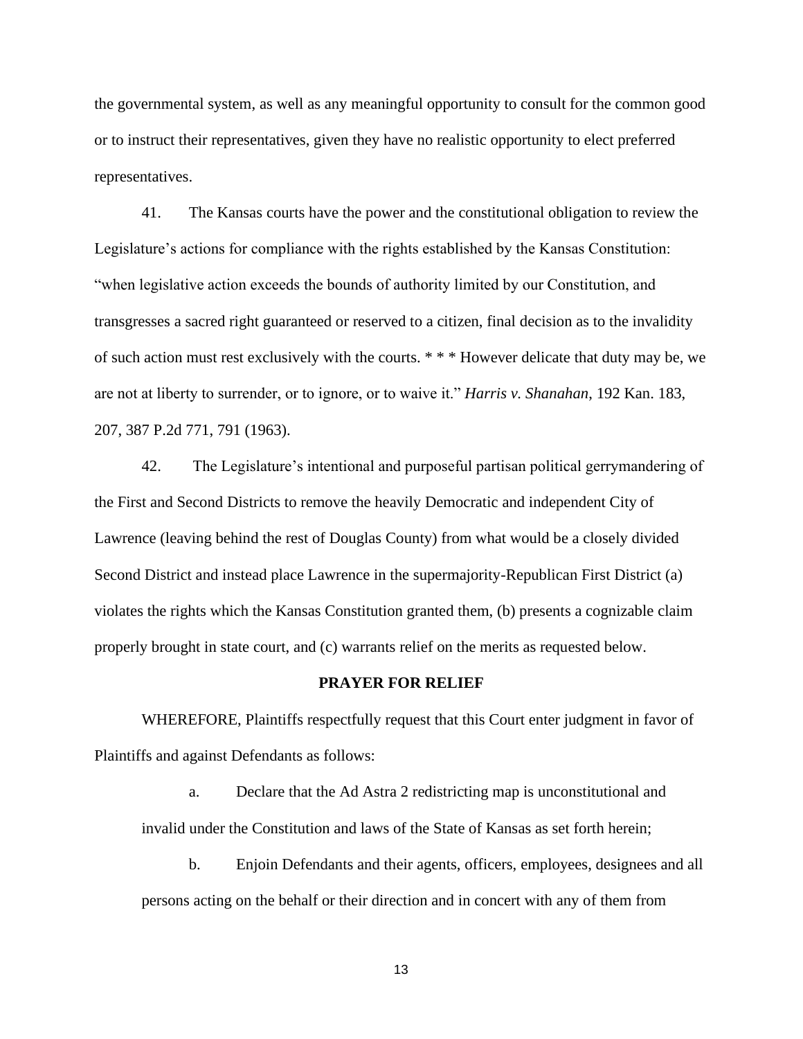the governmental system, as well as any meaningful opportunity to consult for the common good or to instruct their representatives, given they have no realistic opportunity to elect preferred representatives.

41. The Kansas courts have the power and the constitutional obligation to review the Legislature's actions for compliance with the rights established by the Kansas Constitution: "when legislative action exceeds the bounds of authority limited by our Constitution, and transgresses a sacred right guaranteed or reserved to a citizen, final decision as to the invalidity of such action must rest exclusively with the courts. * * * However delicate that duty may be, we are not at liberty to surrender, or to ignore, or to waive it." *Harris v. Shanahan*, 192 Kan. 183, 207, 387 P.2d 771, 791 (1963).

42. The Legislature's intentional and purposeful partisan political gerrymandering of the First and Second Districts to remove the heavily Democratic and independent City of Lawrence (leaving behind the rest of Douglas County) from what would be a closely divided Second District and instead place Lawrence in the supermajority-Republican First District (a) violates the rights which the Kansas Constitution granted them, (b) presents a cognizable claim properly brought in state court, and (c) warrants relief on the merits as requested below.

**PRAYER FOR RELIEF**

WHEREFORE, Plaintiffs respectfully request that this Court enter judgment in favor of Plaintiffs and against Defendants as follows:

a. Declare that the Ad Astra 2 redistricting map is unconstitutional and invalid under the Constitution and laws of the State of Kansas as set forth herein;

b. Enjoin Defendants and their agents, officers, employees, designees and all persons acting on the behalf or their direction and in concert with any of them from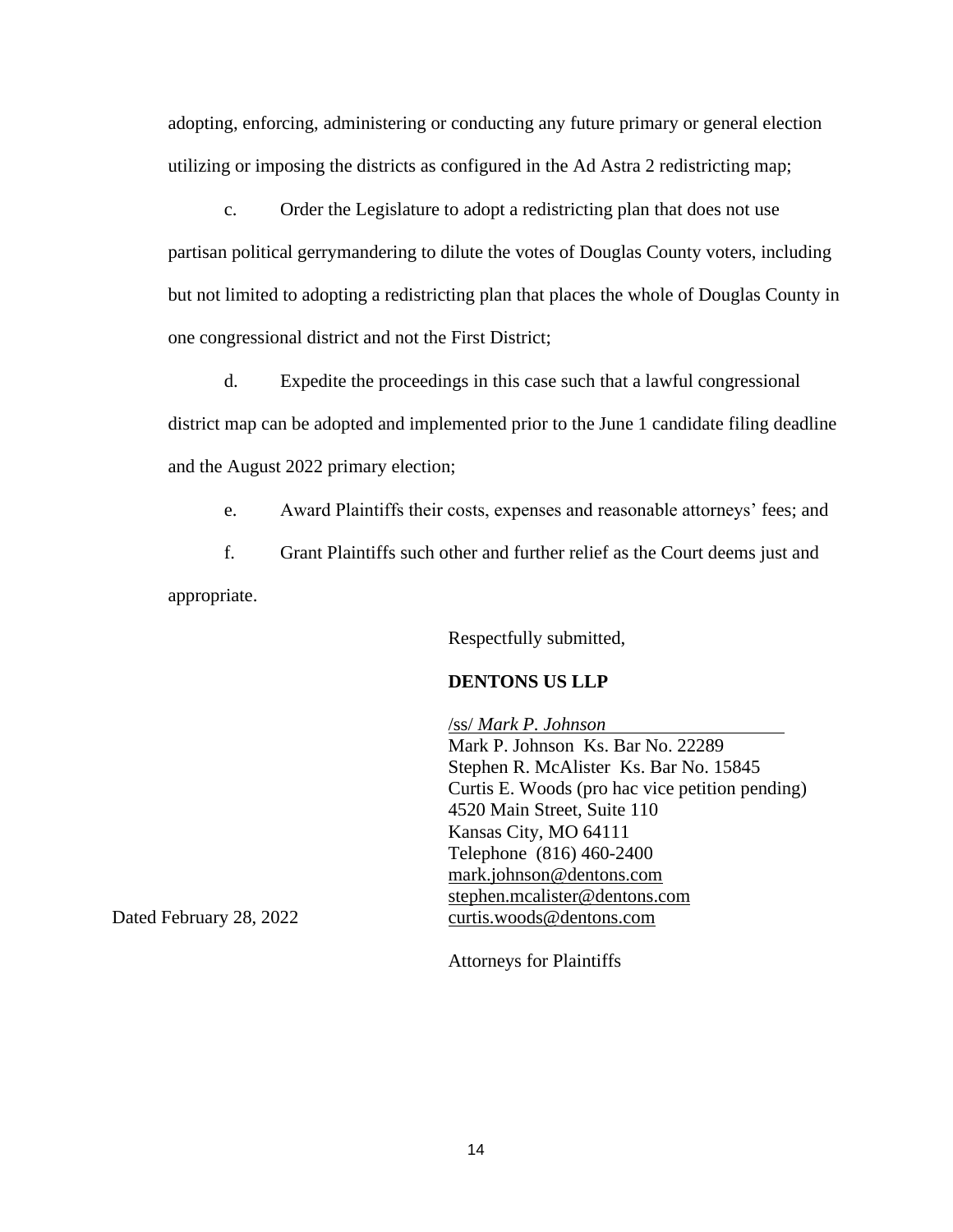adopting, enforcing, administering or conducting any future primary or general election utilizing or imposing the districts as configured in the Ad Astra 2 redistricting map;

c. Order the Legislature to adopt a redistricting plan that does not use partisan political gerrymandering to dilute the votes of Douglas County voters, including but not limited to adopting a redistricting plan that places the whole of Douglas County in one congressional district and not the First District;

d. Expedite the proceedings in this case such that a lawful congressional district map can be adopted and implemented prior to the June 1 candidate filing deadline and the August 2022 primary election;

e. Award Plaintiffs their costs, expenses and reasonable attorneys' fees; and

f. Grant Plaintiffs such other and further relief as the Court deems just and appropriate.

Respectfully submitted,

**DENTONS US LLP**

/ss/ *Mark P. Johnson*
Mark P. Johnson Ks. Bar No. 22289
Stephen R. McAlister Ks. Bar No. 15845
Curtis E. Woods (pro hac vice petition pending)
4520 Main Street, Suite 110
Kansas City, MO 64111
Telephone (816) 460-2400
mark.johnson@dentons.com
stephen.mcalister@dentons.com
curtis.woods@dentons.com

Dated February 28, 2022

Attorneys for Plaintiffs